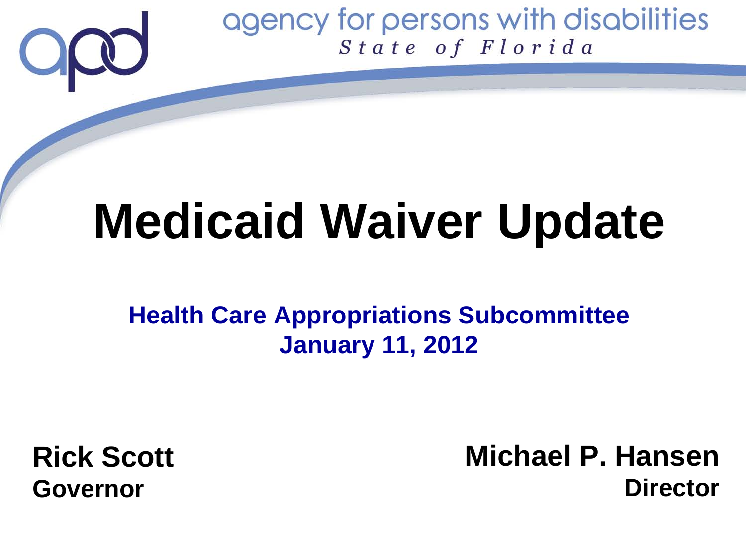agency for persons with disabilities
*State of Florida*

# Medicaid Waiver Update

**Health Care Appropriations Subcommittee**
**January 11, 2012**

**Rick Scott**
**Governor**

**Michael P. Hansen**
**Director**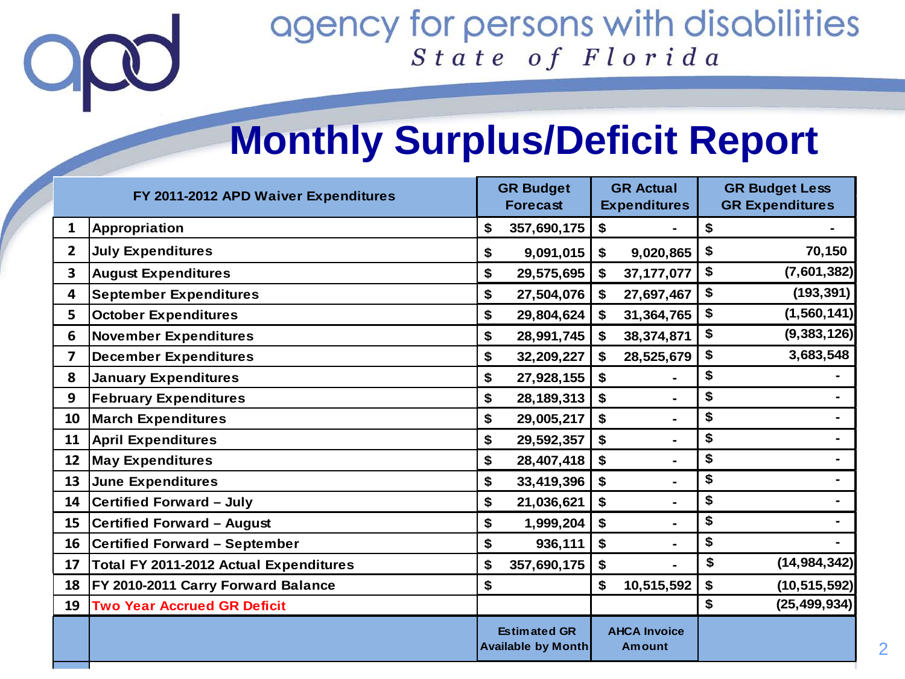agency for persons with disabilities

*State of Florida*

# Monthly Surplus/Deficit Report

| | FY 2011-2012 APD Waiver Expenditures | GR Budget Forecast | GR Actual Expenditures | GR Budget Less GR Expenditures |
|---|---|---|---|---|
| 1 | Appropriation | $ 357,690,175 | $ - | $ - |
| 2 | July Expenditures | $ 9,091,015 | $ 9,020,865 | $ 70,150 |
| 3 | August Expenditures | $ 29,575,695 | $ 37,177,077 | $ (7,601,382) |
| 4 | September Expenditures | $ 27,504,076 | $ 27,697,467 | $ (193,391) |
| 5 | October Expenditures | $ 29,804,624 | $ 31,364,765 | $ (1,560,141) |
| 6 | November Expenditures | $ 28,991,745 | $ 38,374,871 | $ (9,383,126) |
| 7 | December Expenditures | $ 32,209,227 | $ 28,525,679 | $ 3,683,548 |
| 8 | January Expenditures | $ 27,928,155 | $ - | $ - |
| 9 | February Expenditures | $ 28,189,313 | $ - | $ - |
| 10 | March Expenditures | $ 29,005,217 | $ - | $ - |
| 11 | April Expenditures | $ 29,592,357 | $ - | $ - |
| 12 | May Expenditures | $ 28,407,418 | $ - | $ - |
| 13 | June Expenditures | $ 33,419,396 | $ - | $ - |
| 14 | Certified Forward – July | $ 21,036,621 | $ - | $ - |
| 15 | Certified Forward – August | $ 1,999,204 | $ - | $ - |
| 16 | Certified Forward – September | $ 936,111 | $ - | $ - |
| 17 | Total FY 2011-2012 Actual Expenditures | $ 357,690,175 | $ - | $ (14,984,342) |
| 18 | FY 2010-2011 Carry Forward Balance | $ | $ 10,515,592 | $ (10,515,592) |
| 19 | Two Year Accrued GR Deficit | | | $ (25,499,934) |
| | | Estimated GR Available by Month | AHCA Invoice Amount | |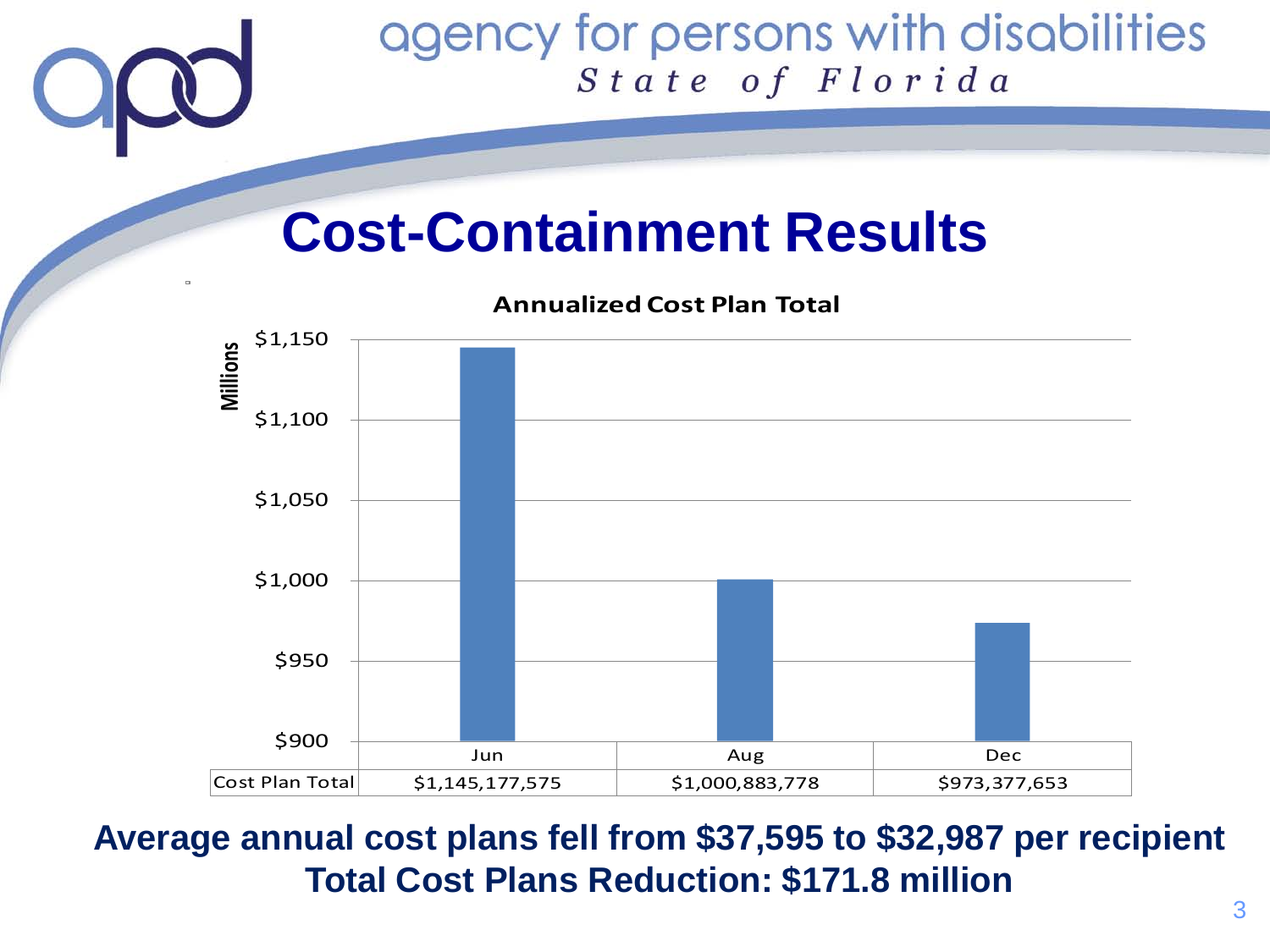# Cost-Containment Results

**Annualized Cost Plan Total**

| | Jun | Aug | Dec |
|---|---|---|---|
| Cost Plan Total | $1,145,177,575 | $1,000,883,778 | $973,377,653 |

**Average annual cost plans fell from $37,595 to $32,987 per recipient**
**Total Cost Plans Reduction: $171.8 million**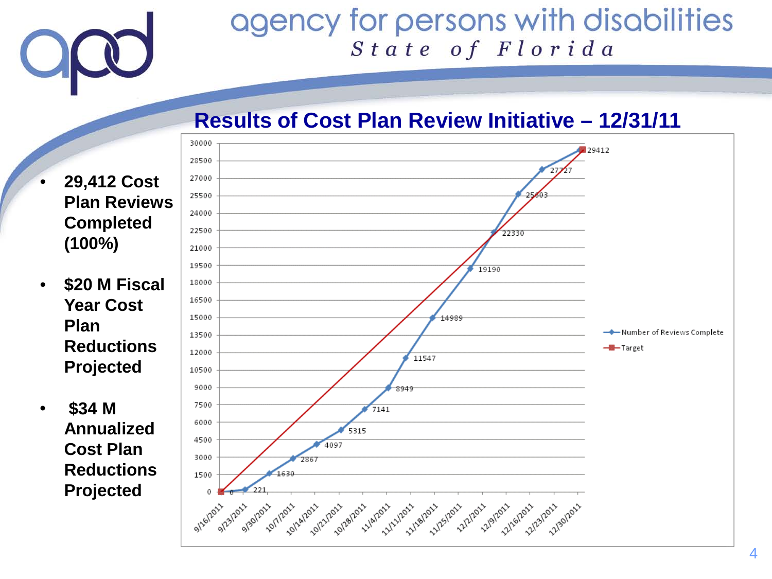agency for persons with disabilities
*State of Florida*

## Results of Cost Plan Review Initiative – 12/31/11

- **29,412 Cost Plan Reviews Completed (100%)**
- **$20 M Fiscal Year Cost Plan Reductions Projected**
- **$34 M Annualized Cost Plan Reductions Projected**

| Date | Number of Reviews Complete |
|---|---|
| 9/16/2011 | 0 |
| 9/23/2011 | 221 |
| 9/30/2011 | 1630 |
| 10/7/2011 | 2867 |
| 10/14/2011 | 4097 |
| 10/21/2011 | 5315 |
| 10/28/2011 | 7141 |
| 11/4/2011 | 8949 |
| 11/11/2011 | 11547 |
| 11/18/2011 | 14989 |
| 11/25/2011 | 19190 |
| 12/2/2011 | 22330 |
| 12/9/2011 | 25603 |
| 12/16/2011 | 27727 |
| 12/30/2011 | 29412 |

Legend: Number of Reviews Complete; Target (0 on 9/16/2011 to 29412 on 12/30/2011)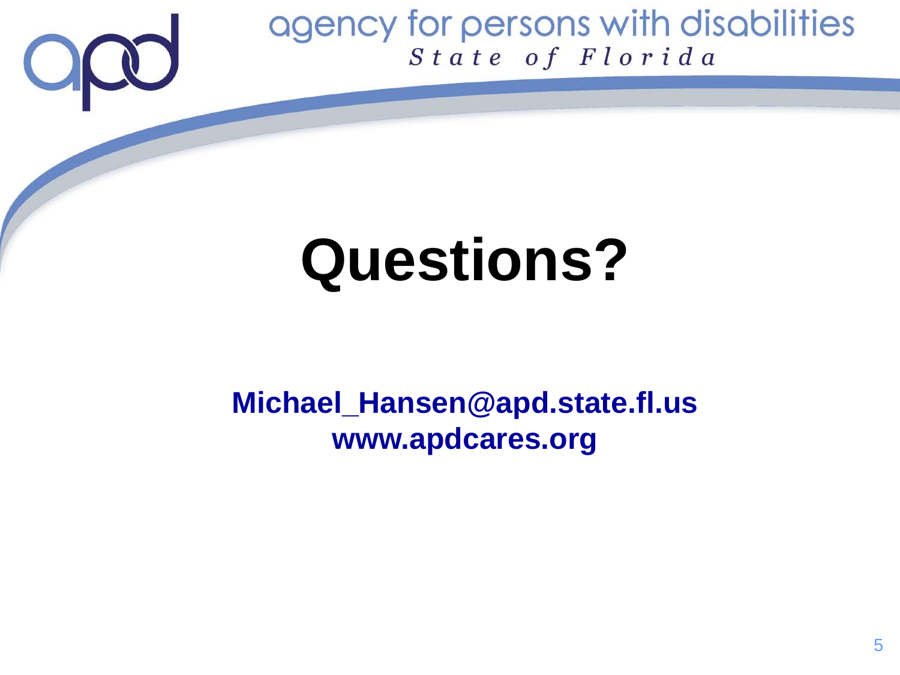agency for persons with disabilities
*State of Florida*

# Questions?

**Michael_Hansen@apd.state.fl.us**
**www.apdcares.org**